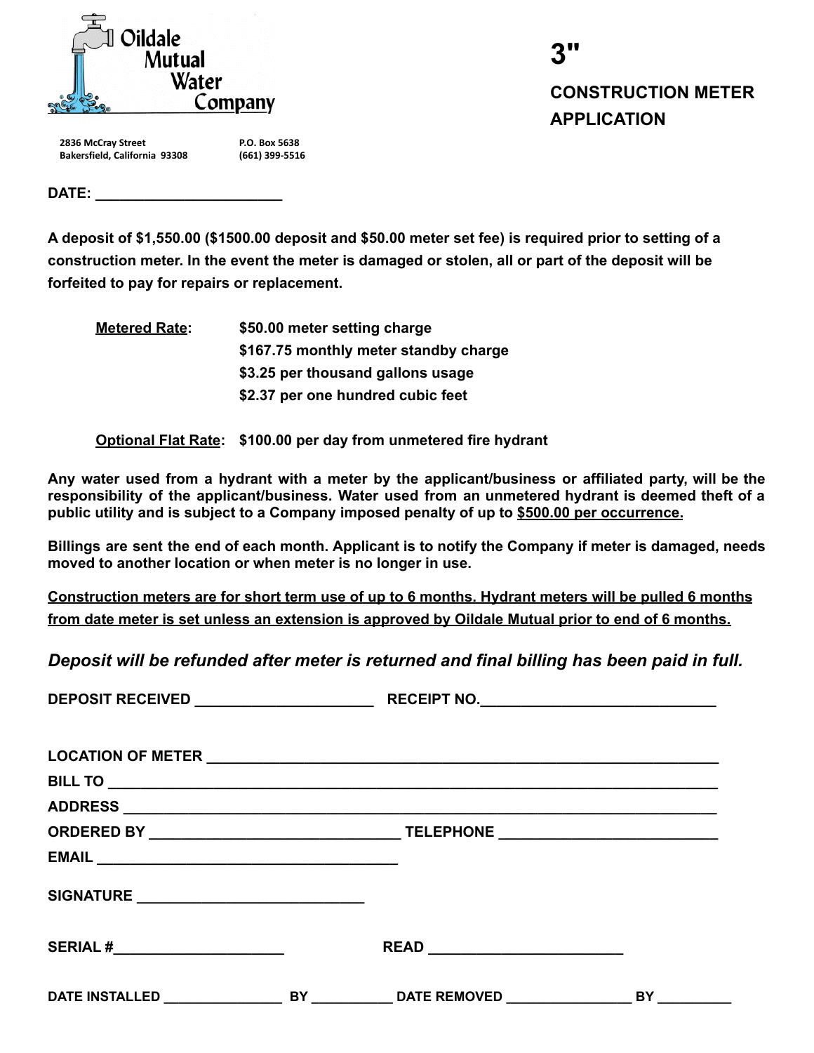Oildale Mutual Water Company

2836 McCray Street
Bakersfield, California 93308

P.O. Box 5638
(661) 399-5516

# 3"

## CONSTRUCTION METER APPLICATION

**DATE: _______________________**

**A deposit of $1,550.00 ($1500.00 deposit and $50.00 meter set fee) is required prior to setting of a construction meter. In the event the meter is damaged or stolen, all or part of the deposit will be forfeited to pay for repairs or replacement.**

**<u>Metered Rate</u>:** **$50.00 meter setting charge**
**$167.75 monthly meter standby charge**
**$3.25 per thousand gallons usage**
**$2.37 per one hundred cubic feet**

**<u>Optional Flat Rate</u>:** **$100.00 per day from unmetered fire hydrant**

**Any water used from a hydrant with a meter by the applicant/business or affiliated party, will be the responsibility of the applicant/business. Water used from an unmetered hydrant is deemed theft of a public utility and is subject to a Company imposed penalty of up to <u>$500.00 per occurrence.</u>**

**Billings are sent the end of each month. Applicant is to notify the Company if meter is damaged, needs moved to another location or when meter is no longer in use.**

**<u>Construction meters are for short term use of up to 6 months. Hydrant meters will be pulled 6 months from date meter is set unless an extension is approved by Oildale Mutual prior to end of 6 months.</u>**

***Deposit will be refunded after meter is returned and final billing has been paid in full.***

**DEPOSIT RECEIVED _____________________ RECEIPT NO.____________________________**

**LOCATION OF METER ____________________________________________________________**

**BILL TO ______________________________________________________________________**

**ADDRESS ______________________________________________________________________**

**ORDERED BY ______________________________ TELEPHONE __________________________**

**EMAIL ___________________________________**

**SIGNATURE ___________________________**

**SERIAL #____________________ READ _______________________**

**DATE INSTALLED _______________ BY __________ DATE REMOVED _______________ BY _________**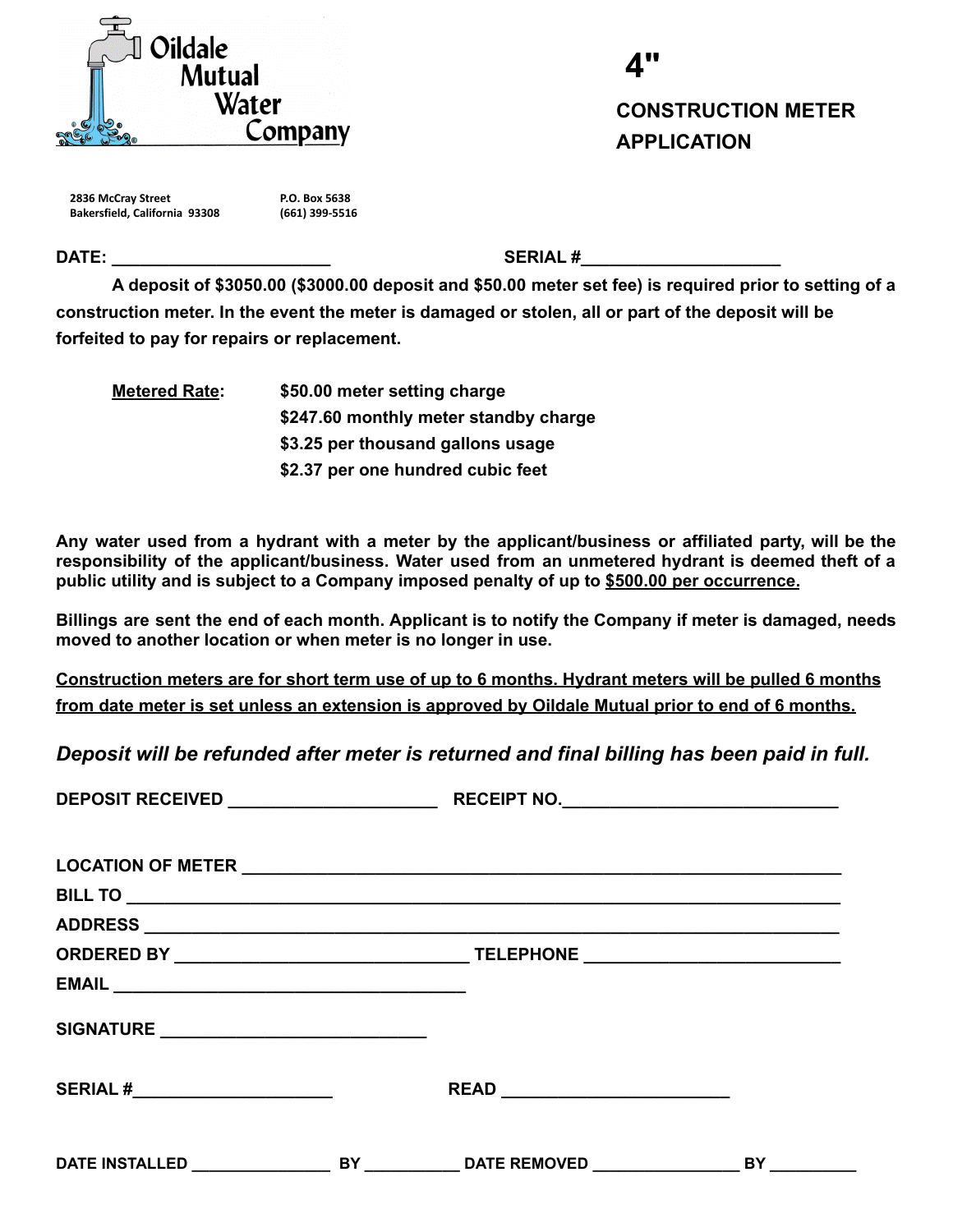Oildale Mutual Water Company

# 4"

## CONSTRUCTION METER APPLICATION

2836 McCray Street
Bakersfield, California 93308

P.O. Box 5638
(661) 399-5516

**DATE: ______________________ SERIAL #____________________**

**A deposit of $3050.00 ($3000.00 deposit and $50.00 meter set fee) is required prior to setting of a construction meter. In the event the meter is damaged or stolen, all or part of the deposit will be forfeited to pay for repairs or replacement.**

**Metered Rate:**
- **$50.00 meter setting charge**
- **$247.60 monthly meter standby charge**
- **$3.25 per thousand gallons usage**
- **$2.37 per one hundred cubic feet**

**Any water used from a hydrant with a meter by the applicant/business or affiliated party, will be the responsibility of the applicant/business. Water used from an unmetered hydrant is deemed theft of a public utility and is subject to a Company imposed penalty of up to $500.00 per occurrence.**

**Billings are sent the end of each month. Applicant is to notify the Company if meter is damaged, needs moved to another location or when meter is no longer in use.**

**Construction meters are for short term use of up to 6 months. Hydrant meters will be pulled 6 months from date meter is set unless an extension is approved by Oildale Mutual prior to end of 6 months.**

***Deposit will be refunded after meter is returned and final billing has been paid in full.***

**DEPOSIT RECEIVED ______________________ RECEIPT NO.____________________________**

**LOCATION OF METER ___________________________________________________________**

**BILL TO ______________________________________________________________________**

**ADDRESS _____________________________________________________________________**

**ORDERED BY ______________________________ TELEPHONE __________________________**

**EMAIL ____________________________________**

**SIGNATURE ___________________________**

**SERIAL #____________________ READ _______________________**

**DATE INSTALLED _______________ BY __________ DATE REMOVED _______________ BY _________**